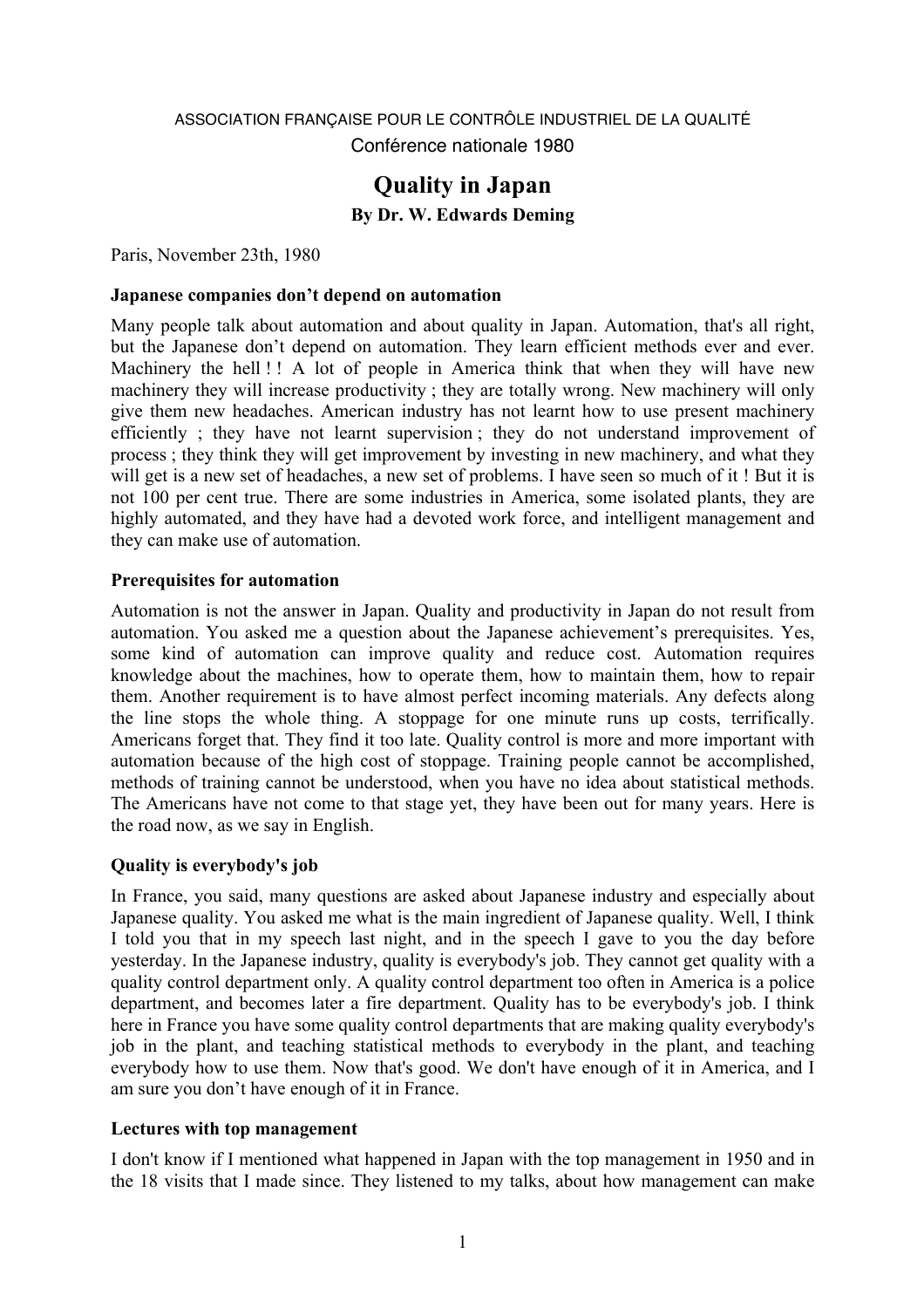ASSOCIATION FRANÇAISE POUR LE CONTRÔLE INDUSTRIEL DE LA QUALITÉ

Conférence nationale 1980

# Quality in Japan

**By Dr. W. Edwards Deming**

Paris, November 23th, 1980

### Japanese companies don't depend on automation

Many people talk about automation and about quality in Japan. Automation, that's all right, but the Japanese don't depend on automation. They learn efficient methods ever and ever. Machinery the hell ! ! A lot of people in America think that when they will have new machinery they will increase productivity ; they are totally wrong. New machinery will only give them new headaches. American industry has not learnt how to use present machinery efficiently ; they have not learnt supervision ; they do not understand improvement of process ; they think they will get improvement by investing in new machinery, and what they will get is a new set of headaches, a new set of problems. I have seen so much of it ! But it is not 100 per cent true. There are some industries in America, some isolated plants, they are highly automated, and they have had a devoted work force, and intelligent management and they can make use of automation.

### Prerequisites for automation

Automation is not the answer in Japan. Quality and productivity in Japan do not result from automation. You asked me a question about the Japanese achievement's prerequisites. Yes, some kind of automation can improve quality and reduce cost. Automation requires knowledge about the machines, how to operate them, how to maintain them, how to repair them. Another requirement is to have almost perfect incoming materials. Any defects along the line stops the whole thing. A stoppage for one minute runs up costs, terrifically. Americans forget that. They find it too late. Quality control is more and more important with automation because of the high cost of stoppage. Training people cannot be accomplished, methods of training cannot be understood, when you have no idea about statistical methods. The Americans have not come to that stage yet, they have been out for many years. Here is the road now, as we say in English.

### Quality is everybody's job

In France, you said, many questions are asked about Japanese industry and especially about Japanese quality. You asked me what is the main ingredient of Japanese quality. Well, I think I told you that in my speech last night, and in the speech I gave to you the day before yesterday. In the Japanese industry, quality is everybody's job. They cannot get quality with a quality control department only. A quality control department too often in America is a police department, and becomes later a fire department. Quality has to be everybody's job. I think here in France you have some quality control departments that are making quality everybody's job in the plant, and teaching statistical methods to everybody in the plant, and teaching everybody how to use them. Now that's good. We don't have enough of it in America, and I am sure you don't have enough of it in France.

### Lectures with top management

I don't know if I mentioned what happened in Japan with the top management in 1950 and in the 18 visits that I made since. They listened to my talks, about how management can make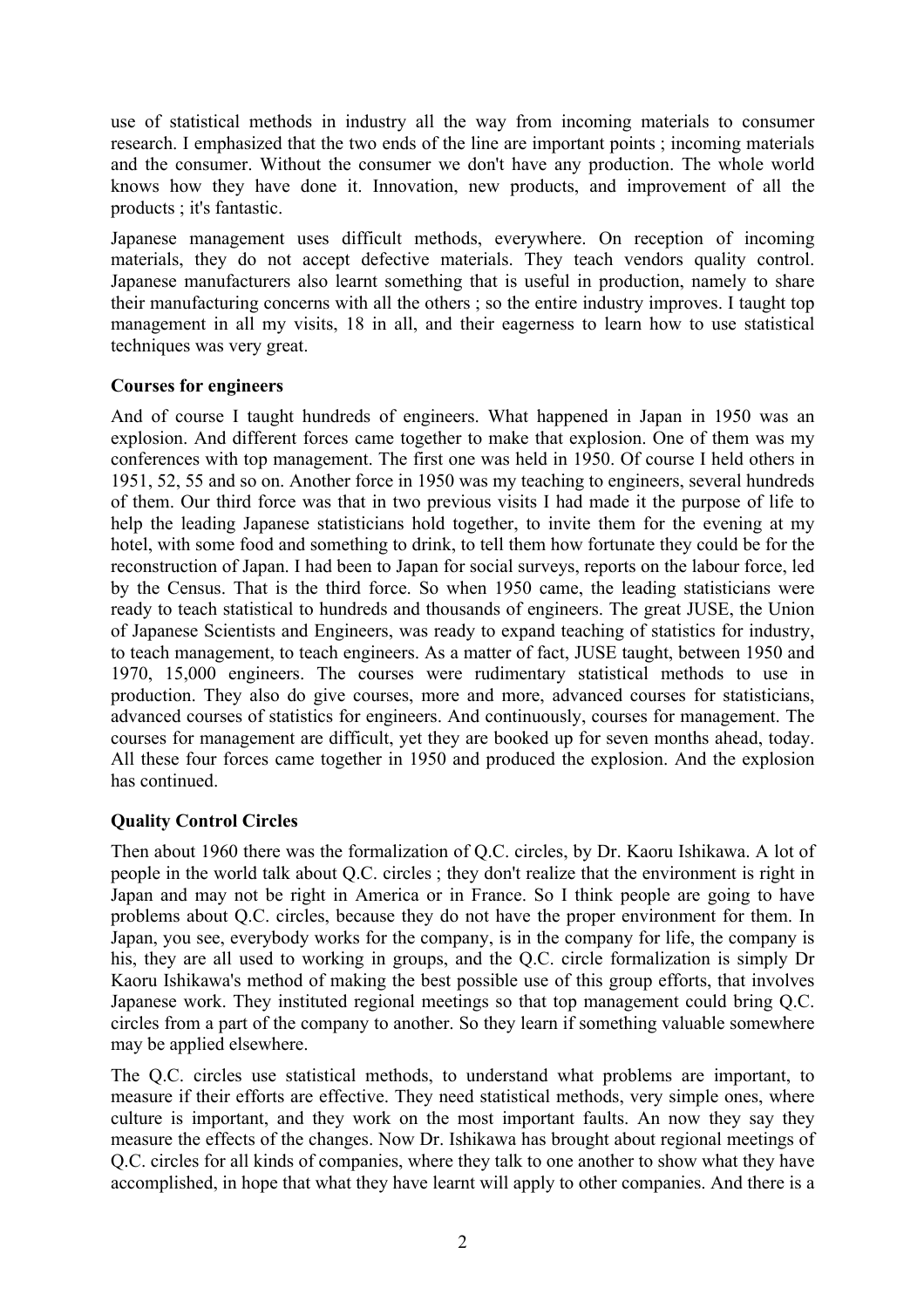use of statistical methods in industry all the way from incoming materials to consumer research. I emphasized that the two ends of the line are important points ; incoming materials and the consumer. Without the consumer we don't have any production. The whole world knows how they have done it. Innovation, new products, and improvement of all the products ; it's fantastic.

Japanese management uses difficult methods, everywhere. On reception of incoming materials, they do not accept defective materials. They teach vendors quality control. Japanese manufacturers also learnt something that is useful in production, namely to share their manufacturing concerns with all the others ; so the entire industry improves. I taught top management in all my visits, 18 in all, and their eagerness to learn how to use statistical techniques was very great.

**Courses for engineers**

And of course I taught hundreds of engineers. What happened in Japan in 1950 was an explosion. And different forces came together to make that explosion. One of them was my conferences with top management. The first one was held in 1950. Of course I held others in 1951, 52, 55 and so on. Another force in 1950 was my teaching to engineers, several hundreds of them. Our third force was that in two previous visits I had made it the purpose of life to help the leading Japanese statisticians hold together, to invite them for the evening at my hotel, with some food and something to drink, to tell them how fortunate they could be for the reconstruction of Japan. I had been to Japan for social surveys, reports on the labour force, led by the Census. That is the third force. So when 1950 came, the leading statisticians were ready to teach statistical to hundreds and thousands of engineers. The great JUSE, the Union of Japanese Scientists and Engineers, was ready to expand teaching of statistics for industry, to teach management, to teach engineers. As a matter of fact, JUSE taught, between 1950 and 1970, 15,000 engineers. The courses were rudimentary statistical methods to use in production. They also do give courses, more and more, advanced courses for statisticians, advanced courses of statistics for engineers. And continuously, courses for management. The courses for management are difficult, yet they are booked up for seven months ahead, today. All these four forces came together in 1950 and produced the explosion. And the explosion has continued.

**Quality Control Circles**

Then about 1960 there was the formalization of Q.C. circles, by Dr. Kaoru Ishikawa. A lot of people in the world talk about Q.C. circles ; they don't realize that the environment is right in Japan and may not be right in America or in France. So I think people are going to have problems about Q.C. circles, because they do not have the proper environment for them. In Japan, you see, everybody works for the company, is in the company for life, the company is his, they are all used to working in groups, and the Q.C. circle formalization is simply Dr Kaoru Ishikawa's method of making the best possible use of this group efforts, that involves Japanese work. They instituted regional meetings so that top management could bring Q.C. circles from a part of the company to another. So they learn if something valuable somewhere may be applied elsewhere.

The Q.C. circles use statistical methods, to understand what problems are important, to measure if their efforts are effective. They need statistical methods, very simple ones, where culture is important, and they work on the most important faults. An now they say they measure the effects of the changes. Now Dr. Ishikawa has brought about regional meetings of Q.C. circles for all kinds of companies, where they talk to one another to show what they have accomplished, in hope that what they have learnt will apply to other companies. And there is a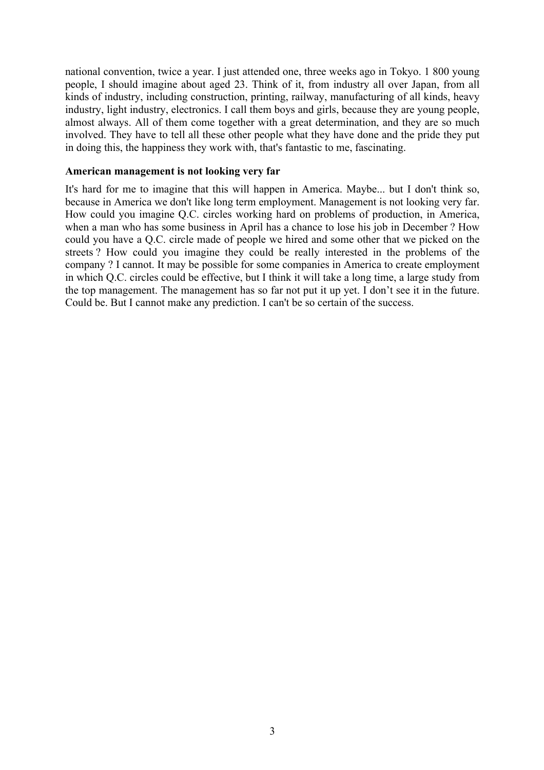national convention, twice a year. I just attended one, three weeks ago in Tokyo. 1 800 young people, I should imagine about aged 23. Think of it, from industry all over Japan, from all kinds of industry, including construction, printing, railway, manufacturing of all kinds, heavy industry, light industry, electronics. I call them boys and girls, because they are young people, almost always. All of them come together with a great determination, and they are so much involved. They have to tell all these other people what they have done and the pride they put in doing this, the happiness they work with, that's fantastic to me, fascinating.

**American management is not looking very far**

It's hard for me to imagine that this will happen in America. Maybe... but I don't think so, because in America we don't like long term employment. Management is not looking very far. How could you imagine Q.C. circles working hard on problems of production, in America, when a man who has some business in April has a chance to lose his job in December ? How could you have a Q.C. circle made of people we hired and some other that we picked on the streets ? How could you imagine they could be really interested in the problems of the company ? I cannot. It may be possible for some companies in America to create employment in which Q.C. circles could be effective, but I think it will take a long time, a large study from the top management. The management has so far not put it up yet. I don't see it in the future. Could be. But I cannot make any prediction. I can't be so certain of the success.